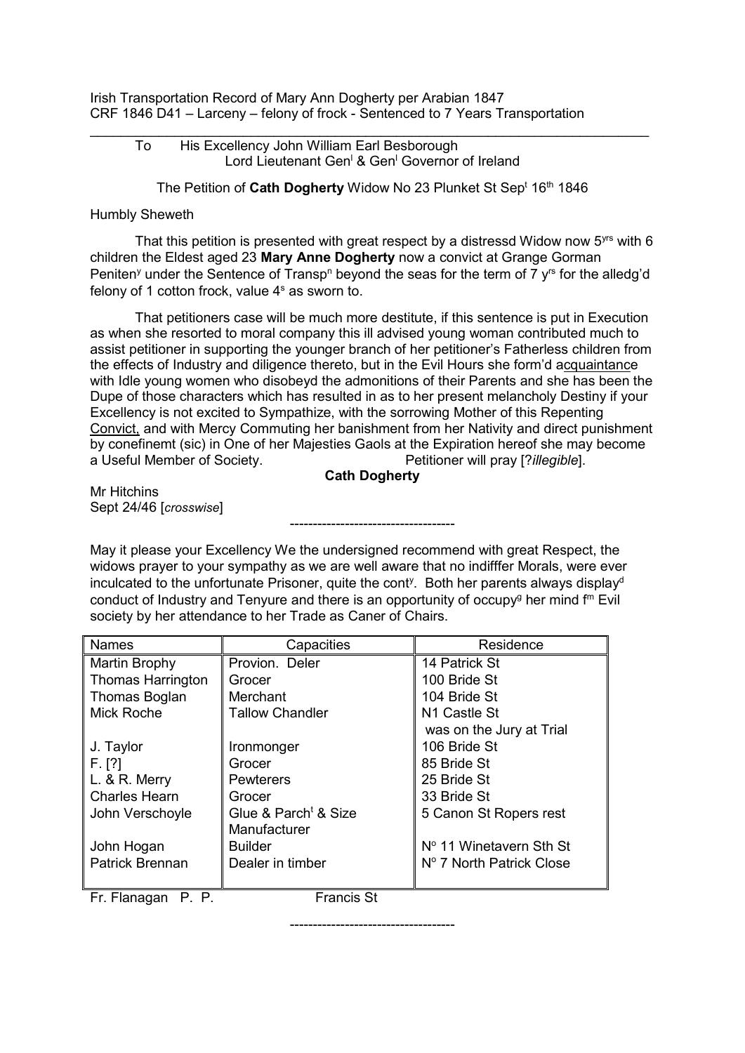Irish Transportation Record of Mary Ann Dogherty per Arabian 1847
CRF 1846 D41 – Larceny – felony of frock - Sentenced to 7 Years Transportation

---

To His Excellency John William Earl Besborough
Lord Lieutenant Gen[l] & Gen[l] Governor of Ireland

The Petition of **Cath Dogherty** Widow No 23 Plunket St Sep[t] 16[th] 1846

Humbly Sheweth

That this petition is presented with great respect by a distressd Widow now 5[yrs] with 6 children the Eldest aged 23 **Mary Anne Dogherty** now a convict at Grange Gorman Peniten[y] under the Sentence of Transp[n] beyond the seas for the term of 7 y[rs] for the alledg'd felony of 1 cotton frock, value 4[s] as sworn to.

That petitioners case will be much more destitute, if this sentence is put in Execution as when she resorted to moral company this ill advised young woman contributed much to assist petitioner in supporting the younger branch of her petitioner's Fatherless children from the effects of Industry and diligence thereto, but in the Evil Hours she form'd acquaintance with Idle young women who disobeyd the admonitions of their Parents and she has been the Dupe of those characters which has resulted in as to her present melancholy Destiny if your Excellency is not excited to Sympathize, with the sorrowing Mother of this Repenting Convict, and with Mercy Commuting her banishment from her Nativity and direct punishment by conefinemt (sic) in One of her Majesties Gaols at the Expiration hereof she may become a Useful Member of Society. Petitioner will pray [?*illegible*].

**Cath Dogherty**

Mr Hitchins
Sept 24/46 [*crosswise*]

---

May it please your Excellency We the undersigned recommend with great Respect, the widows prayer to your sympathy as we are well aware that no indifffer Morals, were ever inculcated to the unfortunate Prisoner, quite the cont[y]. Both her parents always display[d] conduct of Industry and Tenyure and there is an opportunity of occupy[g] her mind f[m] Evil society by her attendance to her Trade as Caner of Chairs.

| Names | Capacities | Residence |
|---|---|---|
| Martin Brophy | Provion. Deler | 14 Patrick St |
| Thomas Harrington | Grocer | 100 Bride St |
| Thomas Boglan | Merchant | 104 Bride St |
| Mick Roche | Tallow Chandler | N1 Castle St was on the Jury at Trial |
| J. Taylor | Ironmonger | 106 Bride St |
| F. [?] | Grocer | 85 Bride St |
| L. & R. Merry | Pewterers | 25 Bride St |
| Charles Hearn | Grocer | 33 Bride St |
| John Verschoyle | Glue & Parch[t] & Size Manufacturer | 5 Canon St Ropers rest |
| John Hogan | Builder | N[o] 11 Winetavern Sth St |
| Patrick Brennan | Dealer in timber | N[o] 7 North Patrick Close |

Fr. Flanagan P. P. Francis St

---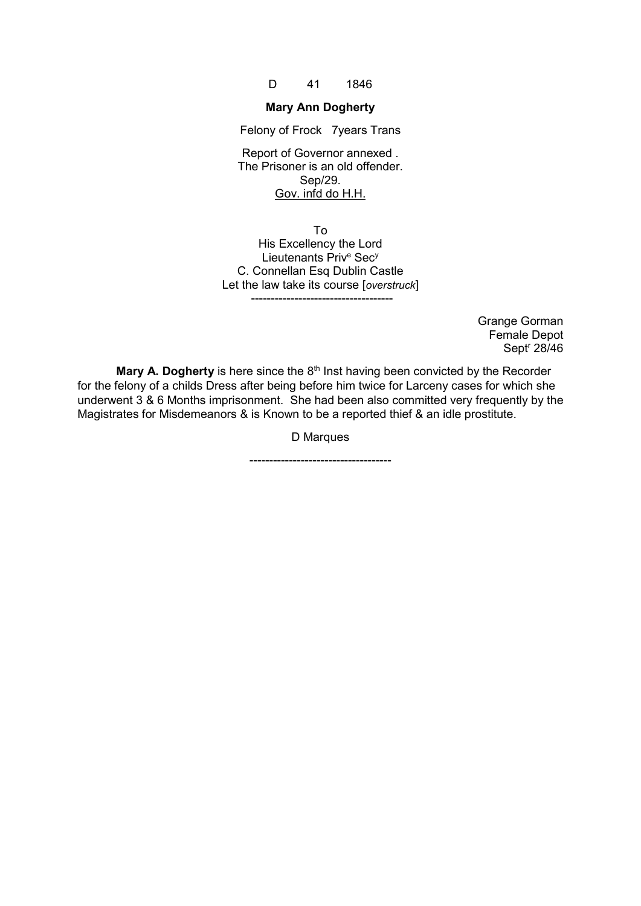D 41 1846

**Mary Ann Dogherty**

Felony of Frock 7years Trans

Report of Governor annexed .
The Prisoner is an old offender.
Sep/29.
Gov. infd do H.H.

To
His Excellency the Lord
Lieutenants Priv[e] Sec[y]
C. Connellan Esq Dublin Castle
Let the law take its course [*overstruck*]

-----------------------------------

Grange Gorman
Female Depot
Sept[r] 28/46

**Mary A. Dogherty** is here since the 8[th] Inst having been convicted by the Recorder for the felony of a childs Dress after being before him twice for Larceny cases for which she underwent 3 & 6 Months imprisonment. She had been also committed very frequently by the Magistrates for Misdemeanors & is Known to be a reported thief & an idle prostitute.

D Marques

-----------------------------------